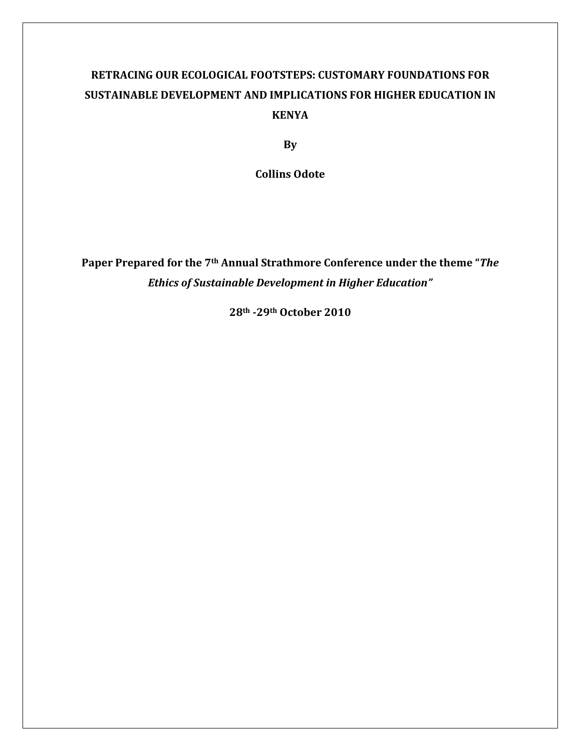# RETRACING OUR ECOLOGICAL FOOTSTEPS: CUSTOMARY FOUNDATIONS FOR SUSTAINABLE DEVELOPMENT AND IMPLICATIONS FOR HIGHER EDUCATION IN KENYA

**By**

**Collins Odote**

**Paper Prepared for the 7th Annual Strathmore Conference under the theme "*The Ethics of Sustainable Development in Higher Education*"**

**28th -29th October 2010**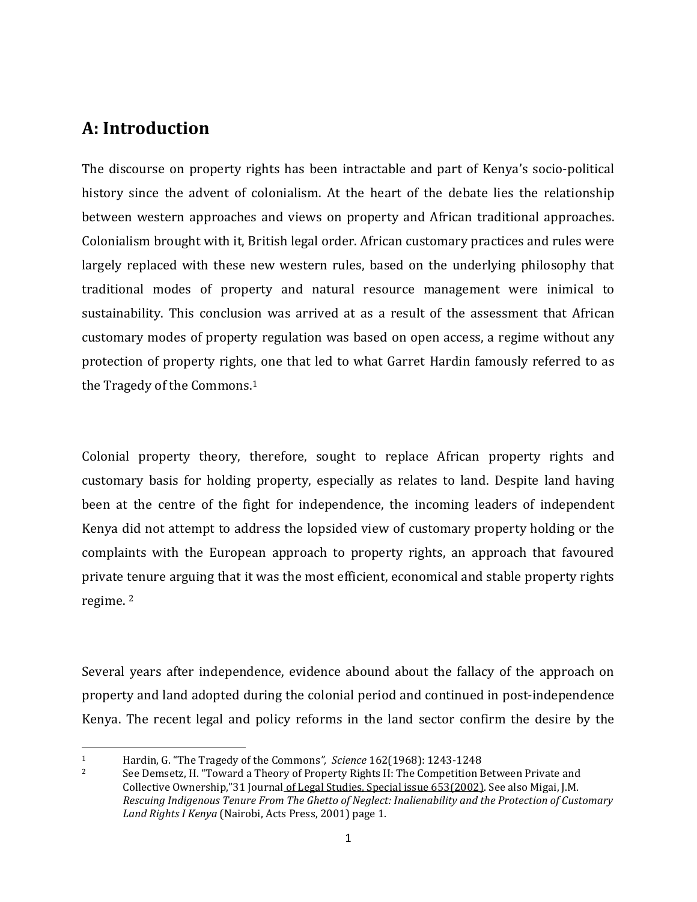## A: Introduction

The discourse on property rights has been intractable and part of Kenya's socio-political history since the advent of colonialism. At the heart of the debate lies the relationship between western approaches and views on property and African traditional approaches. Colonialism brought with it, British legal order. African customary practices and rules were largely replaced with these new western rules, based on the underlying philosophy that traditional modes of property and natural resource management were inimical to sustainability. This conclusion was arrived at as a result of the assessment that African customary modes of property regulation was based on open access, a regime without any protection of property rights, one that led to what Garret Hardin famously referred to as the Tragedy of the Commons.[1]

Colonial property theory, therefore, sought to replace African property rights and customary basis for holding property, especially as relates to land. Despite land having been at the centre of the fight for independence, the incoming leaders of independent Kenya did not attempt to address the lopsided view of customary property holding or the complaints with the European approach to property rights, an approach that favoured private tenure arguing that it was the most efficient, economical and stable property rights regime. [2]

Several years after independence, evidence abound about the fallacy of the approach on property and land adopted during the colonial period and continued in post-independence Kenya. The recent legal and policy reforms in the land sector confirm the desire by the

---

[1] Hardin, G. "The Tragedy of the Commons*", Science* 162(1968): 1243-1248

[2] See Demsetz, H. "Toward a Theory of Property Rights II: The Competition Between Private and Collective Ownership,"31 Journal of Legal Studies, Special issue 653(2002). See also Migai, J.M. *Rescuing Indigenous Tenure From The Ghetto of Neglect: Inalienability and the Protection of Customary Land Rights I Kenya* (Nairobi, Acts Press, 2001) page 1.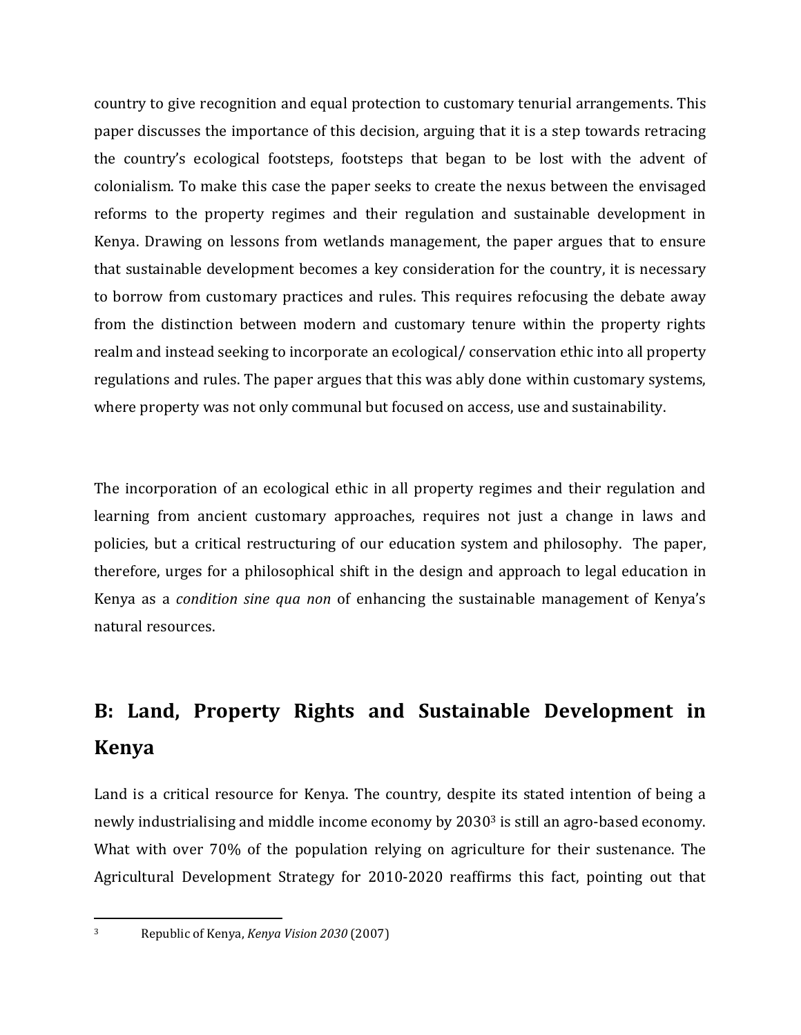country to give recognition and equal protection to customary tenurial arrangements. This paper discusses the importance of this decision, arguing that it is a step towards retracing the country's ecological footsteps, footsteps that began to be lost with the advent of colonialism. To make this case the paper seeks to create the nexus between the envisaged reforms to the property regimes and their regulation and sustainable development in Kenya. Drawing on lessons from wetlands management, the paper argues that to ensure that sustainable development becomes a key consideration for the country, it is necessary to borrow from customary practices and rules. This requires refocusing the debate away from the distinction between modern and customary tenure within the property rights realm and instead seeking to incorporate an ecological/ conservation ethic into all property regulations and rules. The paper argues that this was ably done within customary systems, where property was not only communal but focused on access, use and sustainability.

The incorporation of an ecological ethic in all property regimes and their regulation and learning from ancient customary approaches, requires not just a change in laws and policies, but a critical restructuring of our education system and philosophy. The paper, therefore, urges for a philosophical shift in the design and approach to legal education in Kenya as a *condition sine qua non* of enhancing the sustainable management of Kenya's natural resources.

## B: Land, Property Rights and Sustainable Development in Kenya

Land is a critical resource for Kenya. The country, despite its stated intention of being a newly industrialising and middle income economy by 2030[3] is still an agro-based economy. What with over 70% of the population relying on agriculture for their sustenance. The Agricultural Development Strategy for 2010-2020 reaffirms this fact, pointing out that

---

[3] Republic of Kenya, *Kenya Vision 2030* (2007)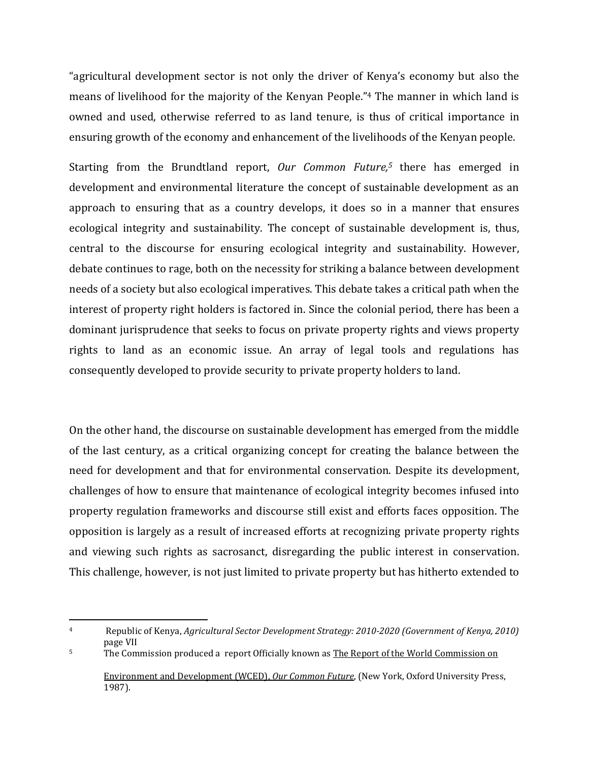"agricultural development sector is not only the driver of Kenya's economy but also the means of livelihood for the majority of the Kenyan People."[4] The manner in which land is owned and used, otherwise referred to as land tenure, is thus of critical importance in ensuring growth of the economy and enhancement of the livelihoods of the Kenyan people.

Starting from the Brundtland report, *Our Common Future,*[5] there has emerged in development and environmental literature the concept of sustainable development as an approach to ensuring that as a country develops, it does so in a manner that ensures ecological integrity and sustainability. The concept of sustainable development is, thus, central to the discourse for ensuring ecological integrity and sustainability. However, debate continues to rage, both on the necessity for striking a balance between development needs of a society but also ecological imperatives. This debate takes a critical path when the interest of property right holders is factored in. Since the colonial period, there has been a dominant jurisprudence that seeks to focus on private property rights and views property rights to land as an economic issue. An array of legal tools and regulations has consequently developed to provide security to private property holders to land.

On the other hand, the discourse on sustainable development has emerged from the middle of the last century, as a critical organizing concept for creating the balance between the need for development and that for environmental conservation. Despite its development, challenges of how to ensure that maintenance of ecological integrity becomes infused into property regulation frameworks and discourse still exist and efforts faces opposition. The opposition is largely as a result of increased efforts at recognizing private property rights and viewing such rights as sacrosanct, disregarding the public interest in conservation. This challenge, however, is not just limited to private property but has hitherto extended to

---

[4] Republic of Kenya, *Agricultural Sector Development Strategy: 2010-2020 (Government of Kenya, 2010)* page VII

[5] The Commission produced a report Officially known as The Report of the World Commission on Environment and Development (WCED), *Our Common Future*, (New York, Oxford University Press, 1987).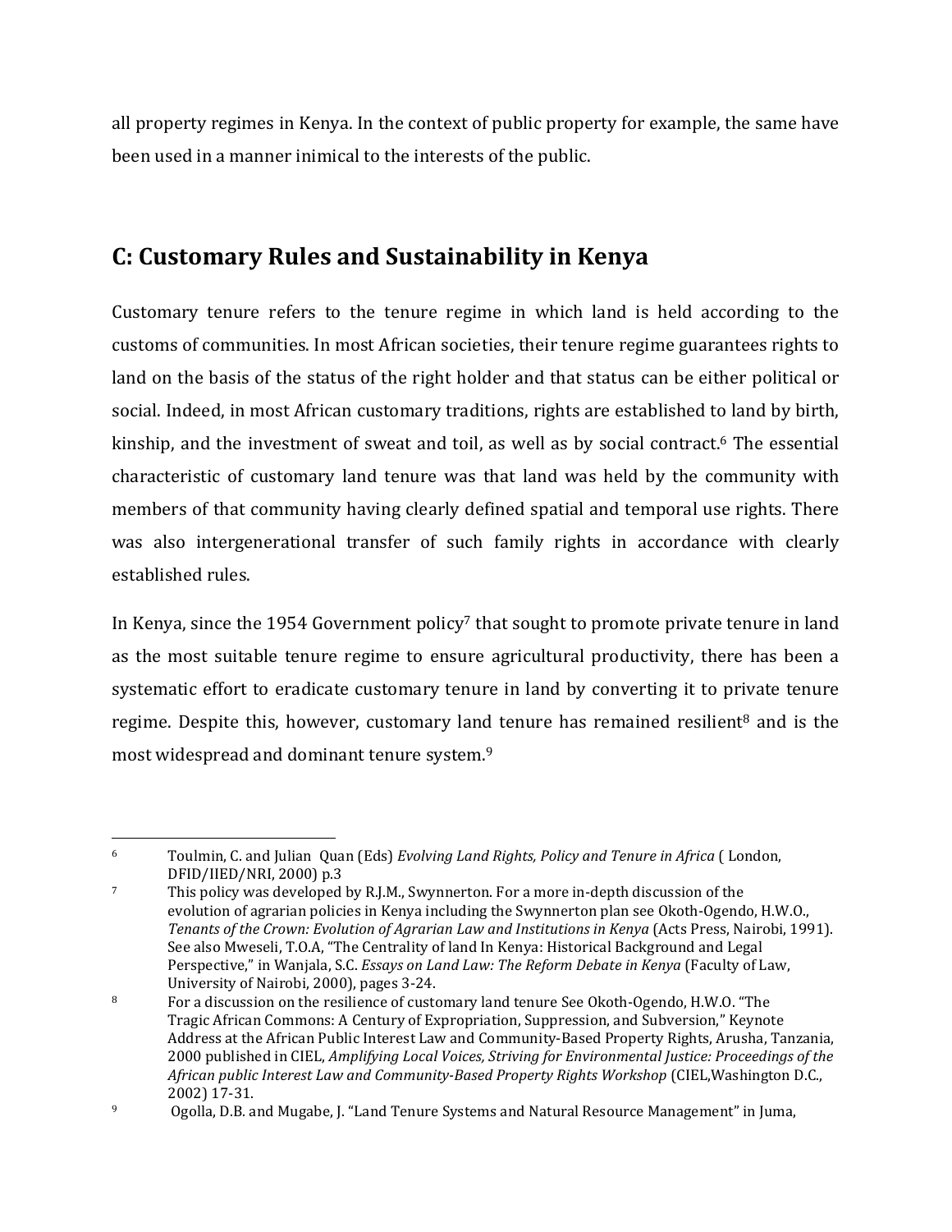all property regimes in Kenya. In the context of public property for example, the same have been used in a manner inimical to the interests of the public.

## C: Customary Rules and Sustainability in Kenya

Customary tenure refers to the tenure regime in which land is held according to the customs of communities. In most African societies, their tenure regime guarantees rights to land on the basis of the status of the right holder and that status can be either political or social. Indeed, in most African customary traditions, rights are established to land by birth, kinship, and the investment of sweat and toil, as well as by social contract.[6] The essential characteristic of customary land tenure was that land was held by the community with members of that community having clearly defined spatial and temporal use rights. There was also intergenerational transfer of such family rights in accordance with clearly established rules.

In Kenya, since the 1954 Government policy[7] that sought to promote private tenure in land as the most suitable tenure regime to ensure agricultural productivity, there has been a systematic effort to eradicate customary tenure in land by converting it to private tenure regime. Despite this, however, customary land tenure has remained resilient[8] and is the most widespread and dominant tenure system.[9]

---

[6] Toulmin, C. and Julian Quan (Eds) *Evolving Land Rights, Policy and Tenure in Africa* ( London, DFID/IIED/NRI, 2000) p.3

[7] This policy was developed by R.J.M., Swynnerton. For a more in-depth discussion of the evolution of agrarian policies in Kenya including the Swynnerton plan see Okoth-Ogendo, H.W.O., *Tenants of the Crown: Evolution of Agrarian Law and Institutions in Kenya* (Acts Press, Nairobi, 1991). See also Mweseli, T.O.A, "The Centrality of land In Kenya: Historical Background and Legal Perspective," in Wanjala, S.C. *Essays on Land Law: The Reform Debate in Kenya* (Faculty of Law, University of Nairobi, 2000), pages 3-24.

[8] For a discussion on the resilience of customary land tenure See Okoth-Ogendo, H.W.O. "The Tragic African Commons: A Century of Expropriation, Suppression, and Subversion," Keynote Address at the African Public Interest Law and Community-Based Property Rights, Arusha, Tanzania, 2000 published in CIEL, *Amplifying Local Voices, Striving for Environmental Justice: Proceedings of the African public Interest Law and Community-Based Property Rights Workshop* (CIEL,Washington D.C., 2002) 17-31.

[9] Ogolla, D.B. and Mugabe, J. "Land Tenure Systems and Natural Resource Management" in Juma,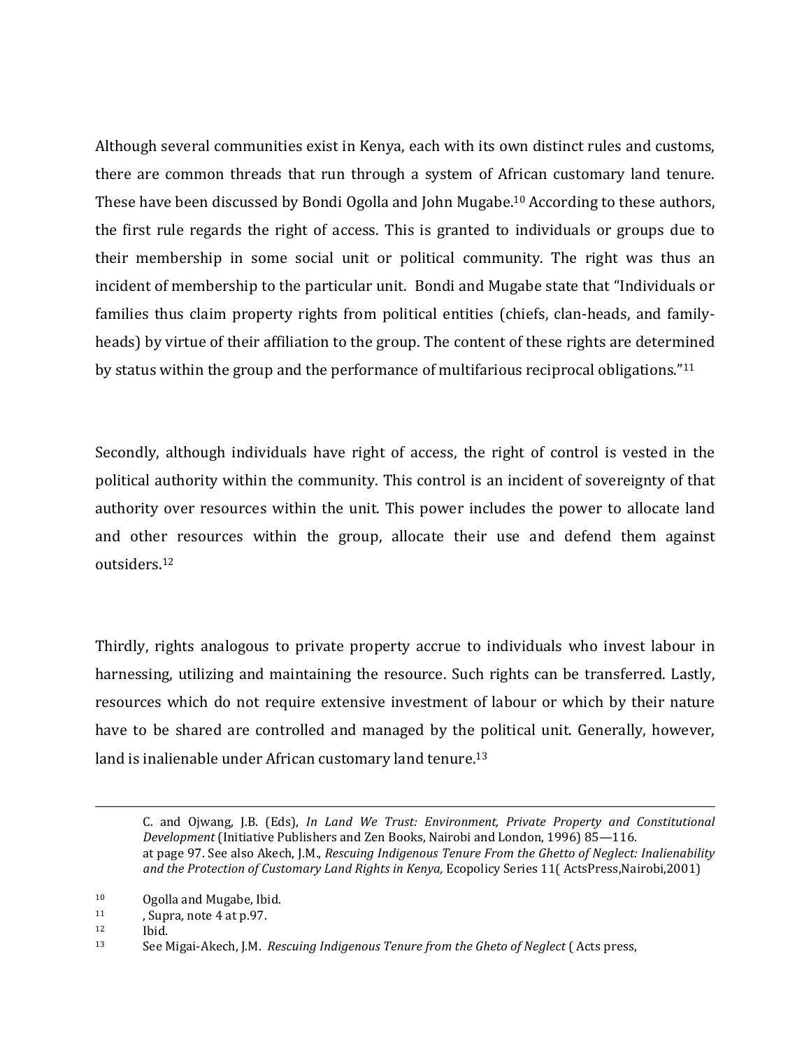Although several communities exist in Kenya, each with its own distinct rules and customs, there are common threads that run through a system of African customary land tenure. These have been discussed by Bondi Ogolla and John Mugabe.[10] According to these authors, the first rule regards the right of access. This is granted to individuals or groups due to their membership in some social unit or political community. The right was thus an incident of membership to the particular unit. Bondi and Mugabe state that "Individuals or families thus claim property rights from political entities (chiefs, clan-heads, and family-heads) by virtue of their affiliation to the group. The content of these rights are determined by status within the group and the performance of multifarious reciprocal obligations."[11]

Secondly, although individuals have right of access, the right of control is vested in the political authority within the community. This control is an incident of sovereignty of that authority over resources within the unit. This power includes the power to allocate land and other resources within the group, allocate their use and defend them against outsiders.[12]

Thirdly, rights analogous to private property accrue to individuals who invest labour in harnessing, utilizing and maintaining the resource. Such rights can be transferred. Lastly, resources which do not require extensive investment of labour or which by their nature have to be shared are controlled and managed by the political unit. Generally, however, land is inalienable under African customary land tenure.[13]

---

C. and Ojwang, J.B. (Eds), *In Land We Trust: Environment, Private Property and Constitutional Development* (Initiative Publishers and Zen Books, Nairobi and London, 1996) 85—116. at page 97. See also Akech, J.M., *Rescuing Indigenous Tenure From the Ghetto of Neglect: Inalienability and the Protection of Customary Land Rights in Kenya,* Ecopolicy Series 11( ActsPress,Nairobi,2001)

[10] Ogolla and Mugabe, Ibid.

[11] , Supra, note 4 at p.97.

[12] Ibid.

[13] See Migai-Akech, J.M. *Rescuing Indigenous Tenure from the Gheto of Neglect* ( Acts press,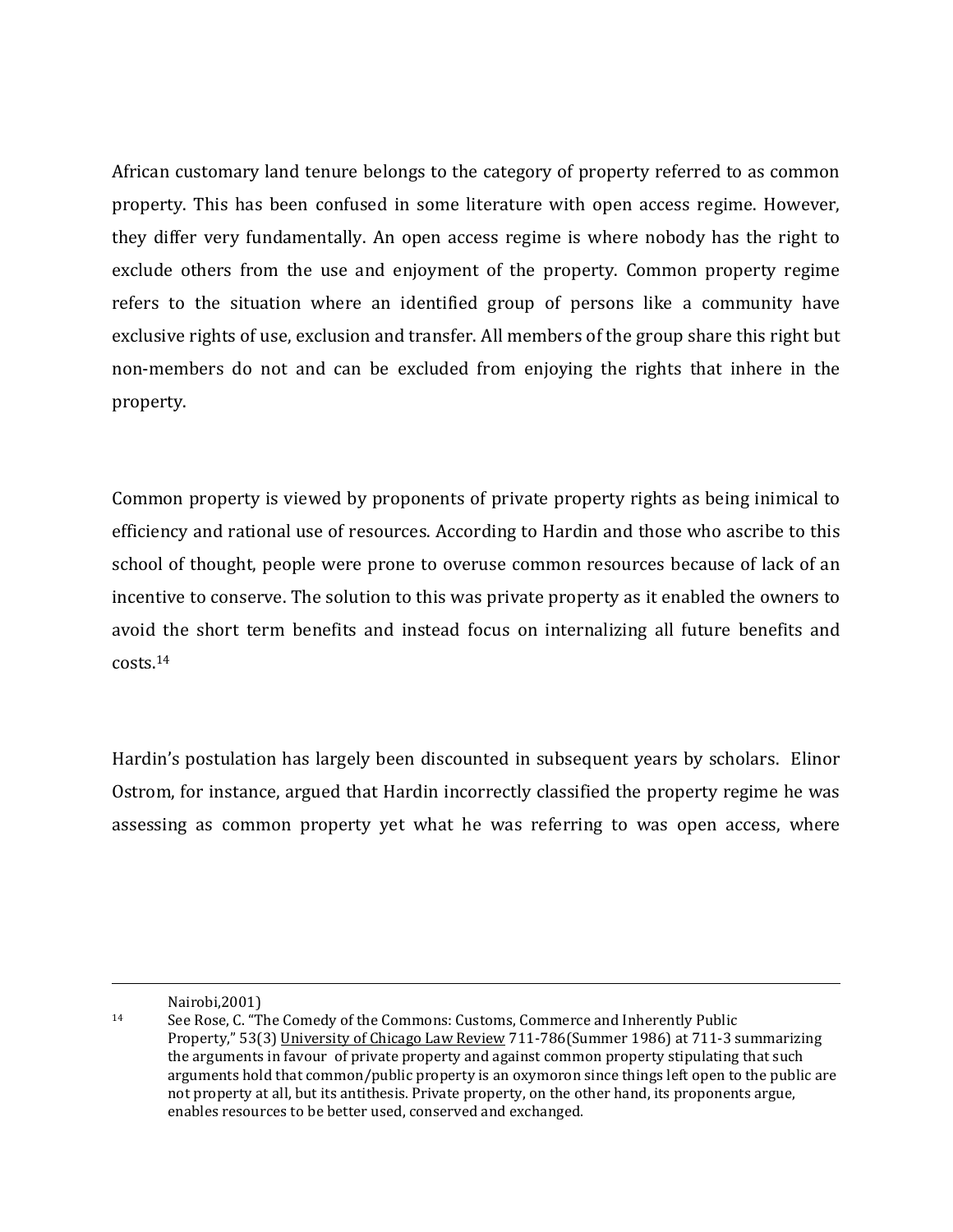African customary land tenure belongs to the category of property referred to as common property. This has been confused in some literature with open access regime. However, they differ very fundamentally. An open access regime is where nobody has the right to exclude others from the use and enjoyment of the property. Common property regime refers to the situation where an identified group of persons like a community have exclusive rights of use, exclusion and transfer. All members of the group share this right but non-members do not and can be excluded from enjoying the rights that inhere in the property.

Common property is viewed by proponents of private property rights as being inimical to efficiency and rational use of resources. According to Hardin and those who ascribe to this school of thought, people were prone to overuse common resources because of lack of an incentive to conserve. The solution to this was private property as it enabled the owners to avoid the short term benefits and instead focus on internalizing all future benefits and costs.[14]

Hardin's postulation has largely been discounted in subsequent years by scholars. Elinor Ostrom, for instance, argued that Hardin incorrectly classified the property regime he was assessing as common property yet what he was referring to was open access, where

---

Nairobi,2001)

[14] See Rose, C. "The Comedy of the Commons: Customs, Commerce and Inherently Public Property," 53(3) University of Chicago Law Review 711-786(Summer 1986) at 711-3 summarizing the arguments in favour of private property and against common property stipulating that such arguments hold that common/public property is an oxymoron since things left open to the public are not property at all, but its antithesis. Private property, on the other hand, its proponents argue, enables resources to be better used, conserved and exchanged.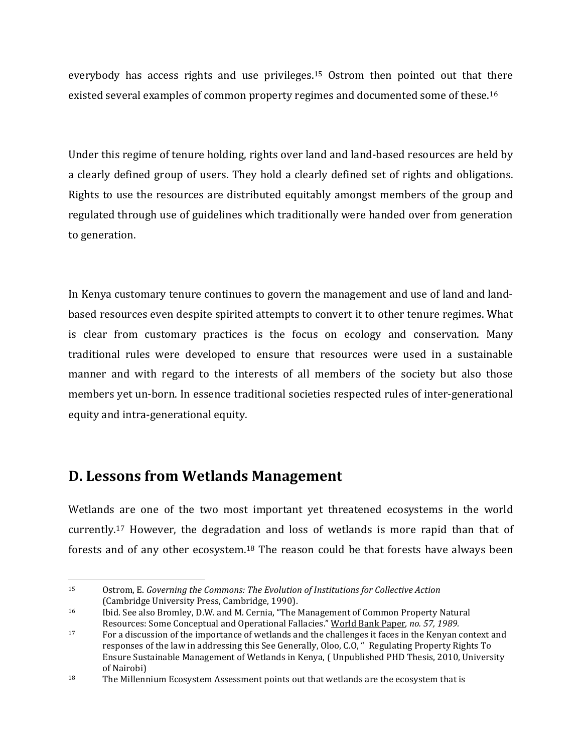everybody has access rights and use privileges.[15] Ostrom then pointed out that there existed several examples of common property regimes and documented some of these.[16]

Under this regime of tenure holding, rights over land and land-based resources are held by a clearly defined group of users. They hold a clearly defined set of rights and obligations. Rights to use the resources are distributed equitably amongst members of the group and regulated through use of guidelines which traditionally were handed over from generation to generation.

In Kenya customary tenure continues to govern the management and use of land and land-based resources even despite spirited attempts to convert it to other tenure regimes. What is clear from customary practices is the focus on ecology and conservation. Many traditional rules were developed to ensure that resources were used in a sustainable manner and with regard to the interests of all members of the society but also those members yet un-born. In essence traditional societies respected rules of inter-generational equity and intra-generational equity.

## D. Lessons from Wetlands Management

Wetlands are one of the two most important yet threatened ecosystems in the world currently.[17] However, the degradation and loss of wetlands is more rapid than that of forests and of any other ecosystem.[18] The reason could be that forests have always been

---

[15] Ostrom, E. *Governing the Commons: The Evolution of Institutions for Collective Action* (Cambridge University Press, Cambridge, 1990).

[16] Ibid. See also Bromley, D.W. and M. Cernia, "The Management of Common Property Natural Resources: Some Conceptual and Operational Fallacies." World Bank Paper, *no. 57, 1989.*

[17] For a discussion of the importance of wetlands and the challenges it faces in the Kenyan context and responses of the law in addressing this See Generally, Oloo, C.O, " Regulating Property Rights To Ensure Sustainable Management of Wetlands in Kenya, ( Unpublished PHD Thesis, 2010, University of Nairobi)

[18] The Millennium Ecosystem Assessment points out that wetlands are the ecosystem that is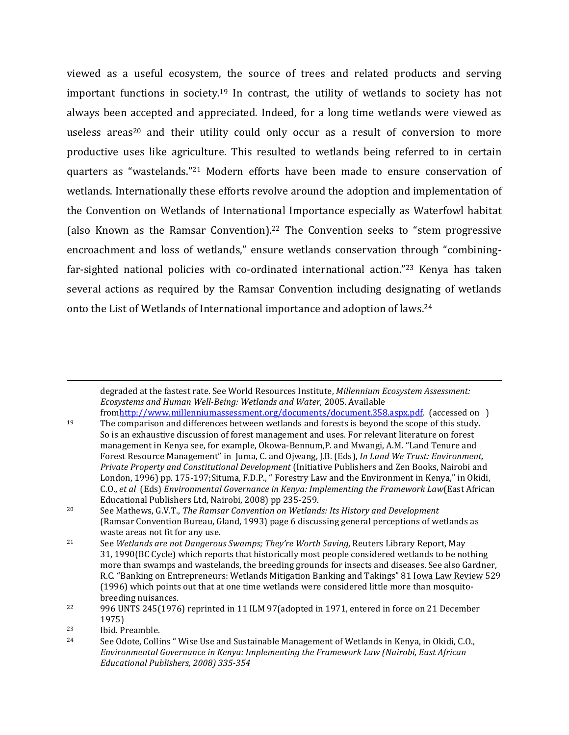viewed as a useful ecosystem, the source of trees and related products and serving important functions in society.[19] In contrast, the utility of wetlands to society has not always been accepted and appreciated. Indeed, for a long time wetlands were viewed as useless areas[20] and their utility could only occur as a result of conversion to more productive uses like agriculture. This resulted to wetlands being referred to in certain quarters as "wastelands."[21] Modern efforts have been made to ensure conservation of wetlands. Internationally these efforts revolve around the adoption and implementation of the Convention on Wetlands of International Importance especially as Waterfowl habitat (also Known as the Ramsar Convention).[22] The Convention seeks to "stem progressive encroachment and loss of wetlands," ensure wetlands conservation through "combining-far-sighted national policies with co-ordinated international action."[23] Kenya has taken several actions as required by the Ramsar Convention including designating of wetlands onto the List of Wetlands of International importance and adoption of laws.[24]

---

degraded at the fastest rate. See World Resources Institute, *Millennium Ecosystem Assessment: Ecosystems and Human Well-Being: Wetlands and Water*, 2005. Available fromhttp://www.millenniumassessment.org/documents/document.358.aspx.pdf. (accessed on )

[19] The comparison and differences between wetlands and forests is beyond the scope of this study. So is an exhaustive discussion of forest management and uses. For relevant literature on forest management in Kenya see, for example, Okowa-Bennum,P. and Mwangi, A.M. "Land Tenure and Forest Resource Management" in Juma, C. and Ojwang, J.B. (Eds), *In Land We Trust: Environment, Private Property and Constitutional Development* (Initiative Publishers and Zen Books, Nairobi and London, 1996) pp. 175-197;Situma, F.D.P., " Forestry Law and the Environment in Kenya," in Okidi, C.O., *et al* (Eds) *Environmental Governance in Kenya: Implementing the Framework Law*(East African Educational Publishers Ltd, Nairobi, 2008) pp 235-259.

[20] See Mathews, G.V.T., *The Ramsar Convention on Wetlands: Its History and Development* (Ramsar Convention Bureau, Gland, 1993) page 6 discussing general perceptions of wetlands as waste areas not fit for any use.

[21] See *Wetlands are not Dangerous Swamps; They're Worth Saving*, Reuters Library Report, May 31, 1990(BC Cycle) which reports that historically most people considered wetlands to be nothing more than swamps and wastelands, the breeding grounds for insects and diseases. See also Gardner, R.C. "Banking on Entrepreneurs: Wetlands Mitigation Banking and Takings" 81 Iowa Law Review 529 (1996) which points out that at one time wetlands were considered little more than mosquito-breeding nuisances.

[22] 996 UNTS 245(1976) reprinted in 11 ILM 97(adopted in 1971, entered in force on 21 December 1975)

[23] Ibid. Preamble.

[24] See Odote, Collins " Wise Use and Sustainable Management of Wetlands in Kenya, in Okidi, C.O., *Environmental Governance in Kenya: Implementing the Framework Law (Nairobi, East African Educational Publishers, 2008) 335-354*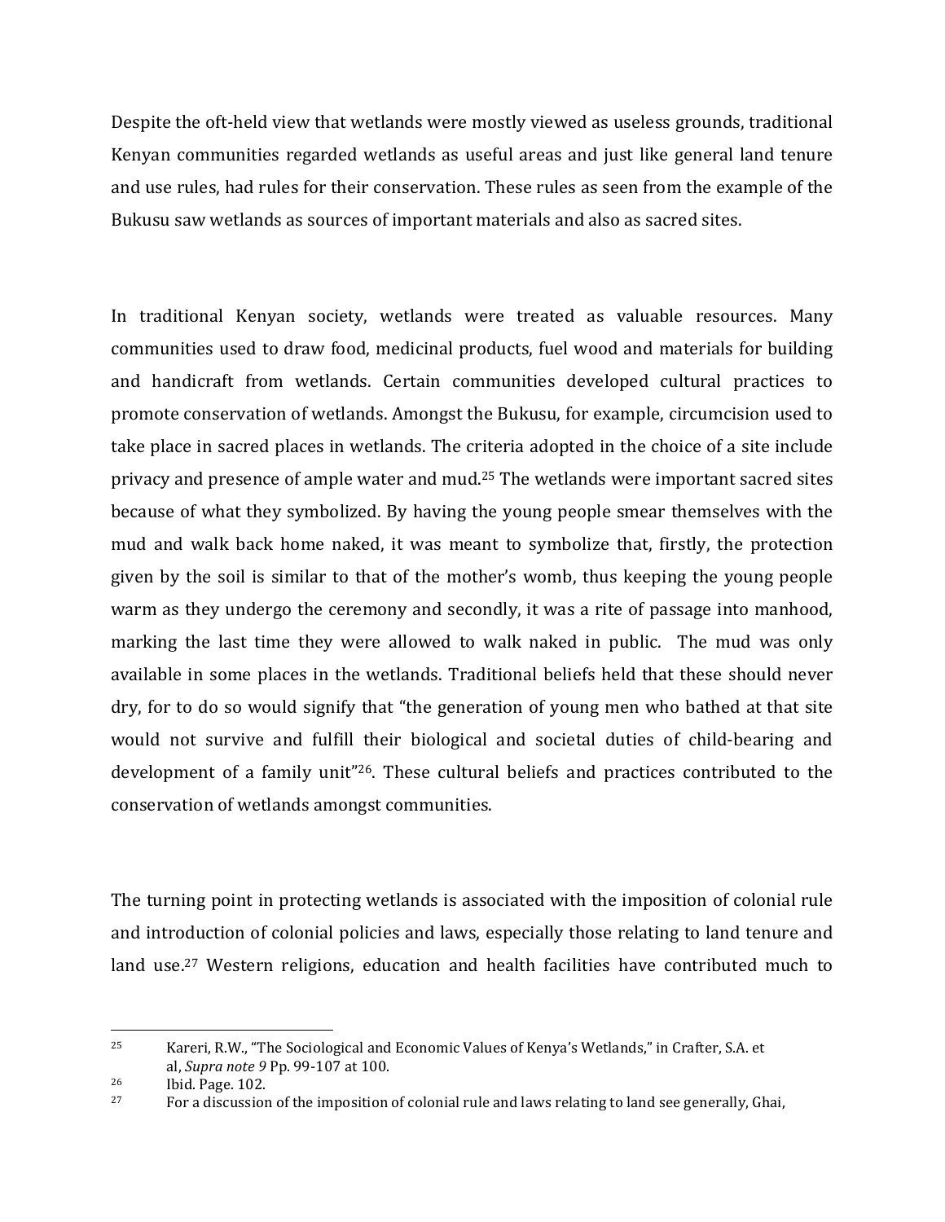Despite the oft-held view that wetlands were mostly viewed as useless grounds, traditional Kenyan communities regarded wetlands as useful areas and just like general land tenure and use rules, had rules for their conservation. These rules as seen from the example of the Bukusu saw wetlands as sources of important materials and also as sacred sites.

In traditional Kenyan society, wetlands were treated as valuable resources. Many communities used to draw food, medicinal products, fuel wood and materials for building and handicraft from wetlands. Certain communities developed cultural practices to promote conservation of wetlands. Amongst the Bukusu, for example, circumcision used to take place in sacred places in wetlands. The criteria adopted in the choice of a site include privacy and presence of ample water and mud.[25] The wetlands were important sacred sites because of what they symbolized. By having the young people smear themselves with the mud and walk back home naked, it was meant to symbolize that, firstly, the protection given by the soil is similar to that of the mother's womb, thus keeping the young people warm as they undergo the ceremony and secondly, it was a rite of passage into manhood, marking the last time they were allowed to walk naked in public. The mud was only available in some places in the wetlands. Traditional beliefs held that these should never dry, for to do so would signify that "the generation of young men who bathed at that site would not survive and fulfill their biological and societal duties of child-bearing and development of a family unit"[26]. These cultural beliefs and practices contributed to the conservation of wetlands amongst communities.

The turning point in protecting wetlands is associated with the imposition of colonial rule and introduction of colonial policies and laws, especially those relating to land tenure and land use.[27] Western religions, education and health facilities have contributed much to

---

[25] Kareri, R.W., "The Sociological and Economic Values of Kenya's Wetlands," in Crafter, S.A. et al, *Supra note 9* Pp. 99-107 at 100.

[26] Ibid. Page. 102.

[27] For a discussion of the imposition of colonial rule and laws relating to land see generally, Ghai,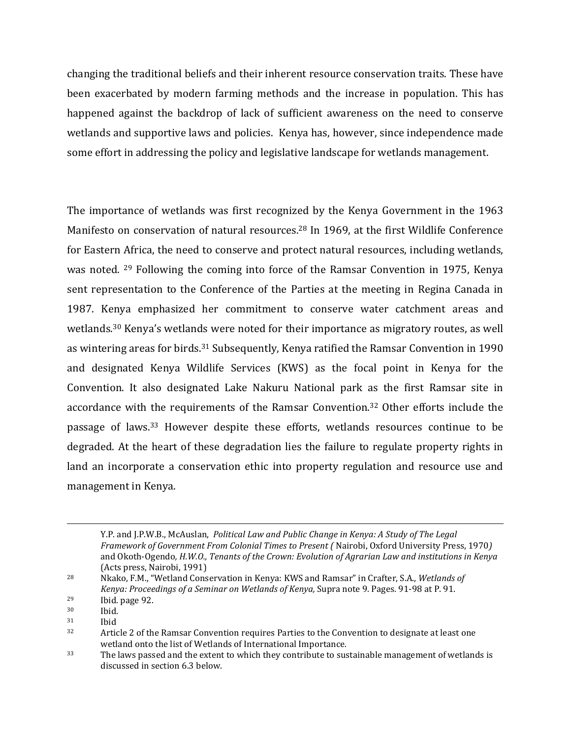changing the traditional beliefs and their inherent resource conservation traits. These have been exacerbated by modern farming methods and the increase in population. This has happened against the backdrop of lack of sufficient awareness on the need to conserve wetlands and supportive laws and policies. Kenya has, however, since independence made some effort in addressing the policy and legislative landscape for wetlands management.

The importance of wetlands was first recognized by the Kenya Government in the 1963 Manifesto on conservation of natural resources.[28] In 1969, at the first Wildlife Conference for Eastern Africa, the need to conserve and protect natural resources, including wetlands, was noted. [29] Following the coming into force of the Ramsar Convention in 1975, Kenya sent representation to the Conference of the Parties at the meeting in Regina Canada in 1987. Kenya emphasized her commitment to conserve water catchment areas and wetlands.[30] Kenya's wetlands were noted for their importance as migratory routes, as well as wintering areas for birds.[31] Subsequently, Kenya ratified the Ramsar Convention in 1990 and designated Kenya Wildlife Services (KWS) as the focal point in Kenya for the Convention. It also designated Lake Nakuru National park as the first Ramsar site in accordance with the requirements of the Ramsar Convention.[32] Other efforts include the passage of laws.[33] However despite these efforts, wetlands resources continue to be degraded. At the heart of these degradation lies the failure to regulate property rights in land an incorporate a conservation ethic into property regulation and resource use and management in Kenya.

---

Y.P. and J.P.W.B., McAuslan, *Political Law and Public Change in Kenya: A Study of The Legal Framework of Government From Colonial Times to Present (* Nairobi, Oxford University Press, 1970*)* and Okoth-Ogendo*, H.W.O., Tenants of the Crown: Evolution of Agrarian Law and institutions in Kenya* (Acts press, Nairobi, 1991)

[28] Nkako, F.M., "Wetland Conservation in Kenya: KWS and Ramsar" in Crafter, S.A., *Wetlands of Kenya: Proceedings of a Seminar on Wetlands of Kenya,* Supra note 9. Pages. 91-98 at P. 91.

[29] Ibid. page 92.

[30] Ibid.

[31] Ibid

[32] Article 2 of the Ramsar Convention requires Parties to the Convention to designate at least one wetland onto the list of Wetlands of International Importance.

[33] The laws passed and the extent to which they contribute to sustainable management of wetlands is discussed in section 6.3 below.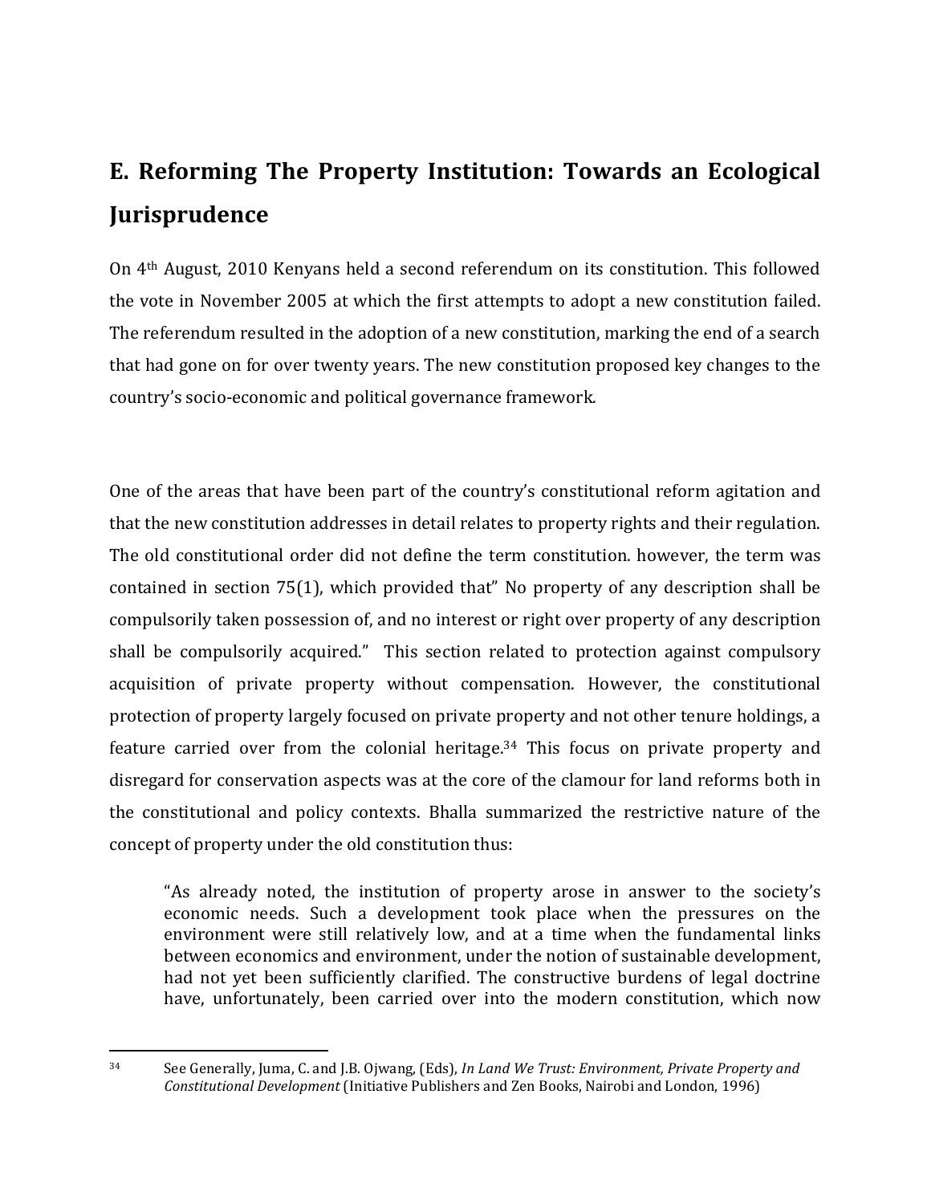## E. Reforming The Property Institution: Towards an Ecological Jurisprudence

On 4th August, 2010 Kenyans held a second referendum on its constitution. This followed the vote in November 2005 at which the first attempts to adopt a new constitution failed. The referendum resulted in the adoption of a new constitution, marking the end of a search that had gone on for over twenty years. The new constitution proposed key changes to the country's socio-economic and political governance framework.

One of the areas that have been part of the country's constitutional reform agitation and that the new constitution addresses in detail relates to property rights and their regulation. The old constitutional order did not define the term constitution. however, the term was contained in section 75(1), which provided that" No property of any description shall be compulsorily taken possession of, and no interest or right over property of any description shall be compulsorily acquired." This section related to protection against compulsory acquisition of private property without compensation. However, the constitutional protection of property largely focused on private property and not other tenure holdings, a feature carried over from the colonial heritage.[34] This focus on private property and disregard for conservation aspects was at the core of the clamour for land reforms both in the constitutional and policy contexts. Bhalla summarized the restrictive nature of the concept of property under the old constitution thus:

> "As already noted, the institution of property arose in answer to the society's economic needs. Such a development took place when the pressures on the environment were still relatively low, and at a time when the fundamental links between economics and environment, under the notion of sustainable development, had not yet been sufficiently clarified. The constructive burdens of legal doctrine have, unfortunately, been carried over into the modern constitution, which now

---

[34] See Generally, Juma, C. and J.B. Ojwang, (Eds), *In Land We Trust: Environment, Private Property and Constitutional Development* (Initiative Publishers and Zen Books, Nairobi and London, 1996)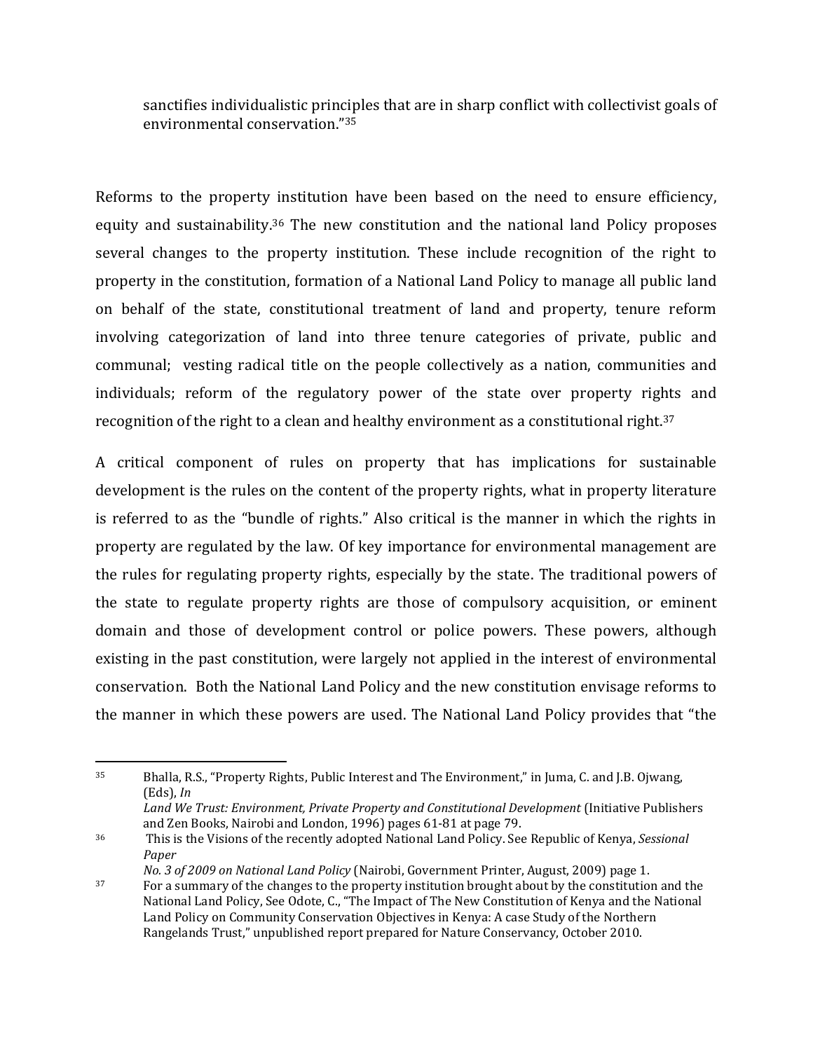sanctifies individualistic principles that are in sharp conflict with collectivist goals of environmental conservation."[35]

Reforms to the property institution have been based on the need to ensure efficiency, equity and sustainability.[36] The new constitution and the national land Policy proposes several changes to the property institution. These include recognition of the right to property in the constitution, formation of a National Land Policy to manage all public land on behalf of the state, constitutional treatment of land and property, tenure reform involving categorization of land into three tenure categories of private, public and communal; vesting radical title on the people collectively as a nation, communities and individuals; reform of the regulatory power of the state over property rights and recognition of the right to a clean and healthy environment as a constitutional right.[37]

A critical component of rules on property that has implications for sustainable development is the rules on the content of the property rights, what in property literature is referred to as the "bundle of rights." Also critical is the manner in which the rights in property are regulated by the law. Of key importance for environmental management are the rules for regulating property rights, especially by the state. The traditional powers of the state to regulate property rights are those of compulsory acquisition, or eminent domain and those of development control or police powers. These powers, although existing in the past constitution, were largely not applied in the interest of environmental conservation. Both the National Land Policy and the new constitution envisage reforms to the manner in which these powers are used. The National Land Policy provides that "the

---

[35] Bhalla, R.S., "Property Rights, Public Interest and The Environment," in Juma, C. and J.B. Ojwang, (Eds), *In Land We Trust: Environment, Private Property and Constitutional Development* (Initiative Publishers and Zen Books, Nairobi and London, 1996) pages 61-81 at page 79.

[36] This is the Visions of the recently adopted National Land Policy. See Republic of Kenya, *Sessional Paper No. 3 of 2009 on National Land Policy* (Nairobi, Government Printer, August, 2009) page 1.

[37] For a summary of the changes to the property institution brought about by the constitution and the National Land Policy, See Odote, C., "The Impact of The New Constitution of Kenya and the National Land Policy on Community Conservation Objectives in Kenya: A case Study of the Northern Rangelands Trust," unpublished report prepared for Nature Conservancy, October 2010.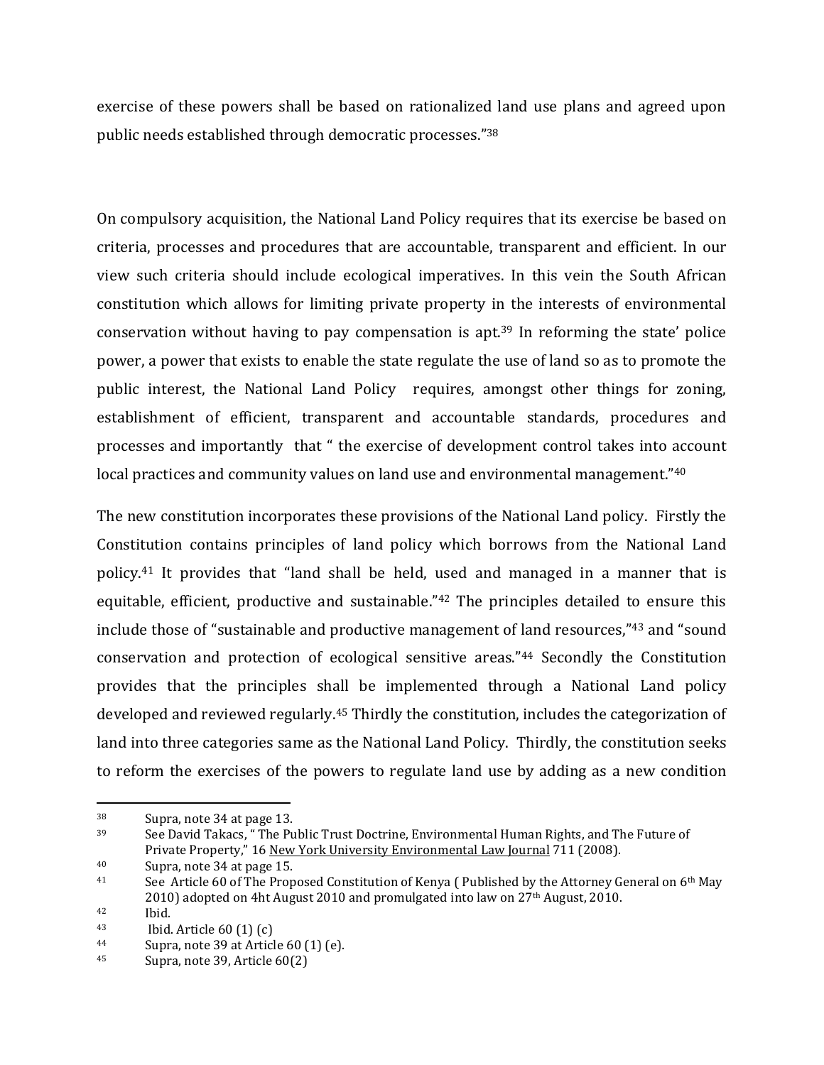exercise of these powers shall be based on rationalized land use plans and agreed upon public needs established through democratic processes."[38]

On compulsory acquisition, the National Land Policy requires that its exercise be based on criteria, processes and procedures that are accountable, transparent and efficient. In our view such criteria should include ecological imperatives. In this vein the South African constitution which allows for limiting private property in the interests of environmental conservation without having to pay compensation is apt.[39] In reforming the state' police power, a power that exists to enable the state regulate the use of land so as to promote the public interest, the National Land Policy requires, amongst other things for zoning, establishment of efficient, transparent and accountable standards, procedures and processes and importantly that " the exercise of development control takes into account local practices and community values on land use and environmental management."[40]

The new constitution incorporates these provisions of the National Land policy. Firstly the Constitution contains principles of land policy which borrows from the National Land policy.[41] It provides that "land shall be held, used and managed in a manner that is equitable, efficient, productive and sustainable."[42] The principles detailed to ensure this include those of "sustainable and productive management of land resources,"[43] and "sound conservation and protection of ecological sensitive areas."[44] Secondly the Constitution provides that the principles shall be implemented through a National Land policy developed and reviewed regularly.[45] Thirdly the constitution, includes the categorization of land into three categories same as the National Land Policy. Thirdly, the constitution seeks to reform the exercises of the powers to regulate land use by adding as a new condition

---

[38] Supra, note 34 at page 13.

[39] See David Takacs, " The Public Trust Doctrine, Environmental Human Rights, and The Future of Private Property," 16 New York University Environmental Law Journal 711 (2008).

[40] Supra, note 34 at page 15.

[41] See Article 60 of The Proposed Constitution of Kenya ( Published by the Attorney General on 6th May 2010) adopted on 4ht August 2010 and promulgated into law on 27th August, 2010.

[42] Ibid.

[43] Ibid. Article 60 (1) (c)

[44] Supra, note 39 at Article 60 (1) (e).

[45] Supra, note 39, Article 60(2)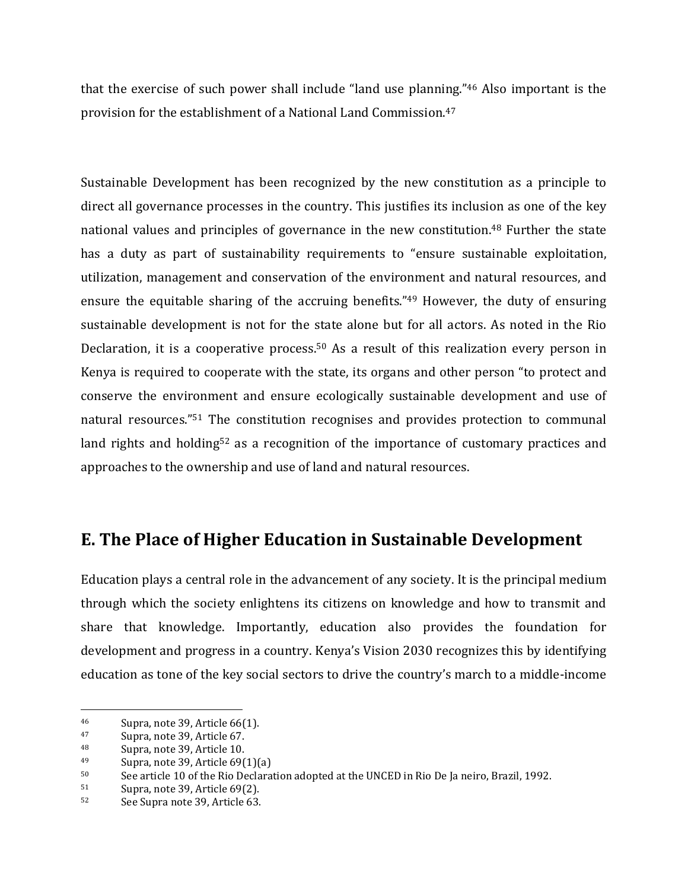that the exercise of such power shall include "land use planning."[46] Also important is the provision for the establishment of a National Land Commission.[47]

Sustainable Development has been recognized by the new constitution as a principle to direct all governance processes in the country. This justifies its inclusion as one of the key national values and principles of governance in the new constitution.[48] Further the state has a duty as part of sustainability requirements to "ensure sustainable exploitation, utilization, management and conservation of the environment and natural resources, and ensure the equitable sharing of the accruing benefits."[49] However, the duty of ensuring sustainable development is not for the state alone but for all actors. As noted in the Rio Declaration, it is a cooperative process.[50] As a result of this realization every person in Kenya is required to cooperate with the state, its organs and other person "to protect and conserve the environment and ensure ecologically sustainable development and use of natural resources."[51] The constitution recognises and provides protection to communal land rights and holding[52] as a recognition of the importance of customary practices and approaches to the ownership and use of land and natural resources.

## E. The Place of Higher Education in Sustainable Development

Education plays a central role in the advancement of any society. It is the principal medium through which the society enlightens its citizens on knowledge and how to transmit and share that knowledge. Importantly, education also provides the foundation for development and progress in a country. Kenya's Vision 2030 recognizes this by identifying education as tone of the key social sectors to drive the country's march to a middle-income

---

46 Supra, note 39, Article 66(1).

47 Supra, note 39, Article 67.

48 Supra, note 39, Article 10.

49 Supra, note 39, Article 69(1)(a)

50 See article 10 of the Rio Declaration adopted at the UNCED in Rio De Ja neiro, Brazil, 1992.

51 Supra, note 39, Article 69(2).

52 See Supra note 39, Article 63.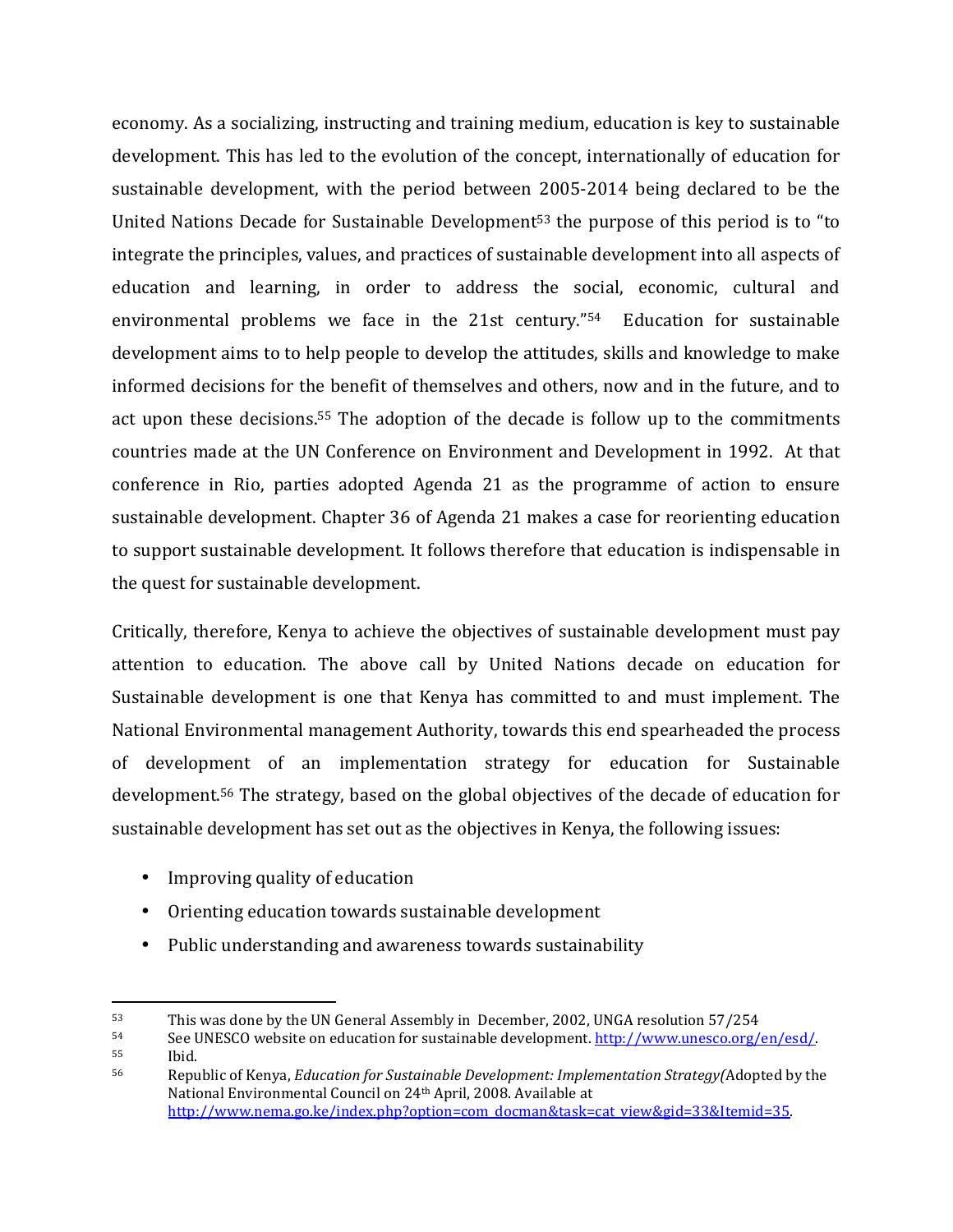economy. As a socializing, instructing and training medium, education is key to sustainable development. This has led to the evolution of the concept, internationally of education for sustainable development, with the period between 2005-2014 being declared to be the United Nations Decade for Sustainable Development[53] the purpose of this period is to "to integrate the principles, values, and practices of sustainable development into all aspects of education and learning, in order to address the social, economic, cultural and environmental problems we face in the 21st century."[54] Education for sustainable development aims to to help people to develop the attitudes, skills and knowledge to make informed decisions for the benefit of themselves and others, now and in the future, and to act upon these decisions.[55] The adoption of the decade is follow up to the commitments countries made at the UN Conference on Environment and Development in 1992. At that conference in Rio, parties adopted Agenda 21 as the programme of action to ensure sustainable development. Chapter 36 of Agenda 21 makes a case for reorienting education to support sustainable development. It follows therefore that education is indispensable in the quest for sustainable development.

Critically, therefore, Kenya to achieve the objectives of sustainable development must pay attention to education. The above call by United Nations decade on education for Sustainable development is one that Kenya has committed to and must implement. The National Environmental management Authority, towards this end spearheaded the process of development of an implementation strategy for education for Sustainable development.[56] The strategy, based on the global objectives of the decade of education for sustainable development has set out as the objectives in Kenya, the following issues:

- Improving quality of education
- Orienting education towards sustainable development
- Public understanding and awareness towards sustainability

---

[53] This was done by the UN General Assembly in December, 2002, UNGA resolution 57/254

[54] See UNESCO website on education for sustainable development. http://www.unesco.org/en/esd/.

[55] Ibid.

[56] Republic of Kenya, *Education for Sustainable Development: Implementation Strategy(*Adopted by the National Environmental Council on 24th April, 2008. Available at http://www.nema.go.ke/index.php?option=com_docman&task=cat_view&gid=33&Itemid=35.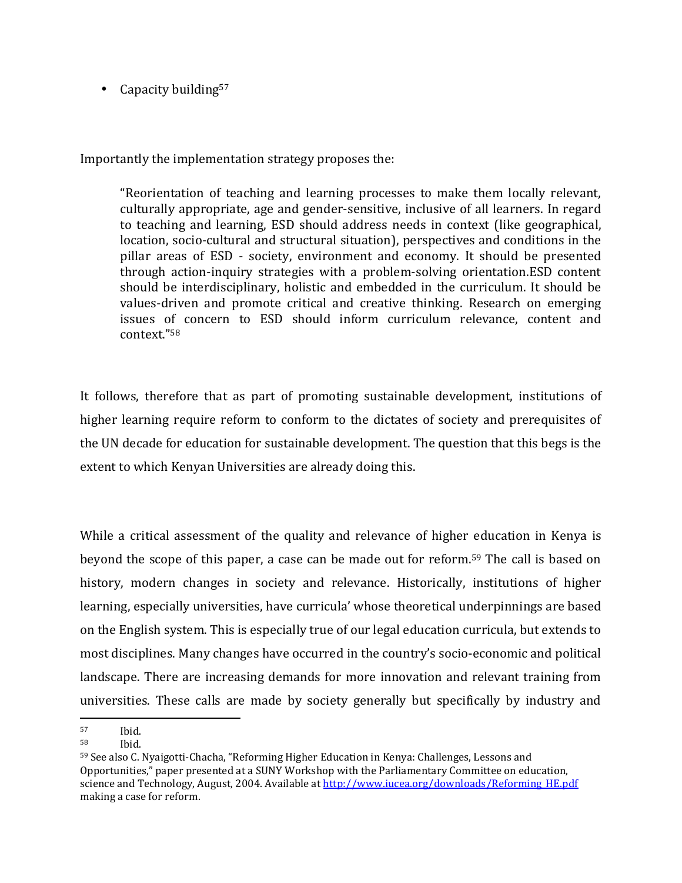- Capacity building[57]

Importantly the implementation strategy proposes the:

> "Reorientation of teaching and learning processes to make them locally relevant, culturally appropriate, age and gender-sensitive, inclusive of all learners. In regard to teaching and learning, ESD should address needs in context (like geographical, location, socio-cultural and structural situation), perspectives and conditions in the pillar areas of ESD - society, environment and economy. It should be presented through action-inquiry strategies with a problem-solving orientation.ESD content should be interdisciplinary, holistic and embedded in the curriculum. It should be values-driven and promote critical and creative thinking. Research on emerging issues of concern to ESD should inform curriculum relevance, content and context."[58]

It follows, therefore that as part of promoting sustainable development, institutions of higher learning require reform to conform to the dictates of society and prerequisites of the UN decade for education for sustainable development. The question that this begs is the extent to which Kenyan Universities are already doing this.

While a critical assessment of the quality and relevance of higher education in Kenya is beyond the scope of this paper, a case can be made out for reform.[59] The call is based on history, modern changes in society and relevance. Historically, institutions of higher learning, especially universities, have curricula' whose theoretical underpinnings are based on the English system. This is especially true of our legal education curricula, but extends to most disciplines. Many changes have occurred in the country's socio-economic and political landscape. There are increasing demands for more innovation and relevant training from universities. These calls are made by society generally but specifically by industry and

---

[57] Ibid.

[58] Ibid.

[59] See also C. Nyaigotti-Chacha, "Reforming Higher Education in Kenya: Challenges, Lessons and Opportunities," paper presented at a SUNY Workshop with the Parliamentary Committee on education, science and Technology, August, 2004. Available at http://www.iucea.org/downloads/Reforming_HE.pdf making a case for reform.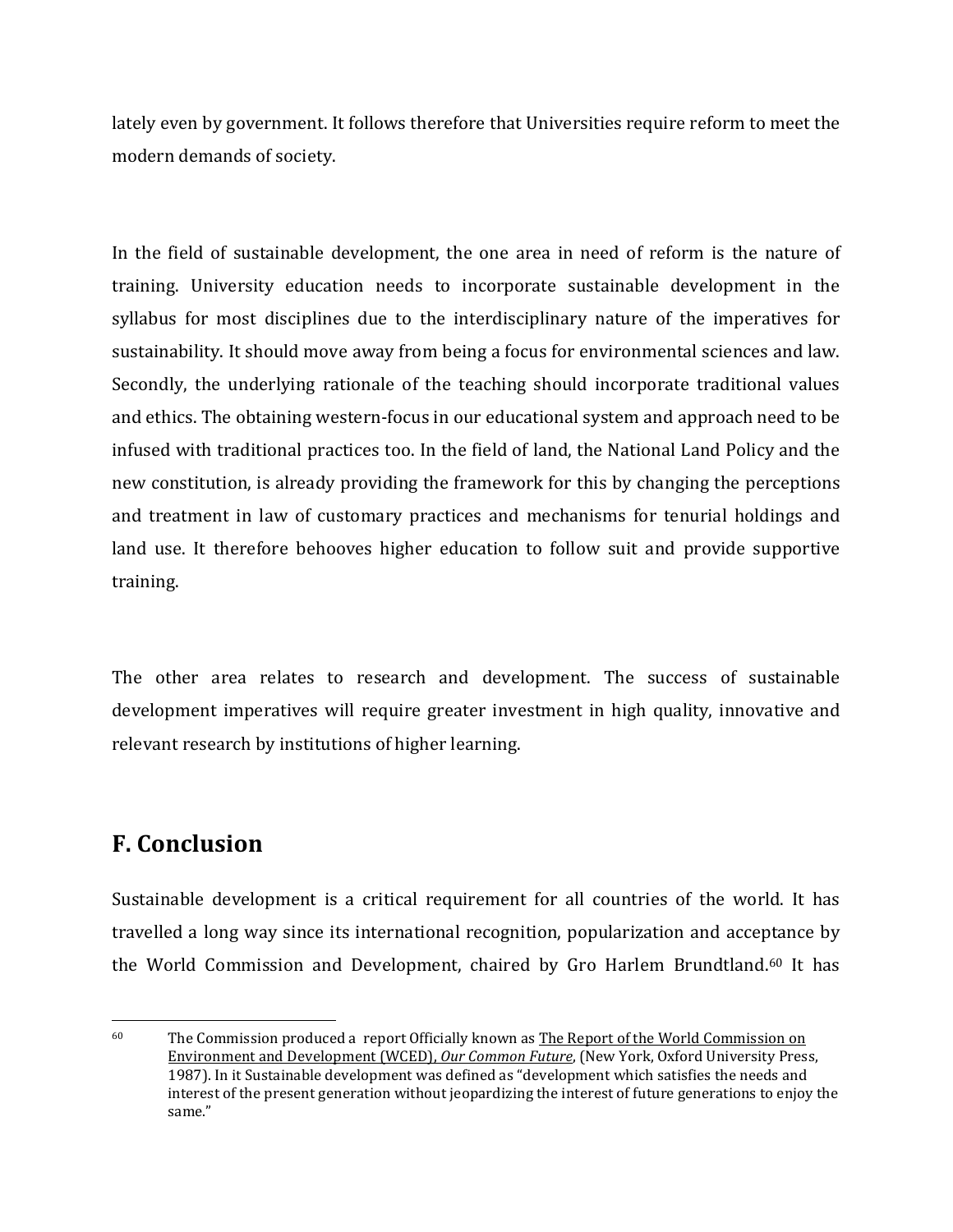lately even by government. It follows therefore that Universities require reform to meet the modern demands of society.

In the field of sustainable development, the one area in need of reform is the nature of training. University education needs to incorporate sustainable development in the syllabus for most disciplines due to the interdisciplinary nature of the imperatives for sustainability. It should move away from being a focus for environmental sciences and law. Secondly, the underlying rationale of the teaching should incorporate traditional values and ethics. The obtaining western-focus in our educational system and approach need to be infused with traditional practices too. In the field of land, the National Land Policy and the new constitution, is already providing the framework for this by changing the perceptions and treatment in law of customary practices and mechanisms for tenurial holdings and land use. It therefore behooves higher education to follow suit and provide supportive training.

The other area relates to research and development. The success of sustainable development imperatives will require greater investment in high quality, innovative and relevant research by institutions of higher learning.

## F. Conclusion

Sustainable development is a critical requirement for all countries of the world. It has travelled a long way since its international recognition, popularization and acceptance by the World Commission and Development, chaired by Gro Harlem Brundtland.[60] It has

---

[60] The Commission produced a report Officially known as The Report of the World Commission on Environment and Development (WCED), *Our Common Future*, (New York, Oxford University Press, 1987). In it Sustainable development was defined as "development which satisfies the needs and interest of the present generation without jeopardizing the interest of future generations to enjoy the same."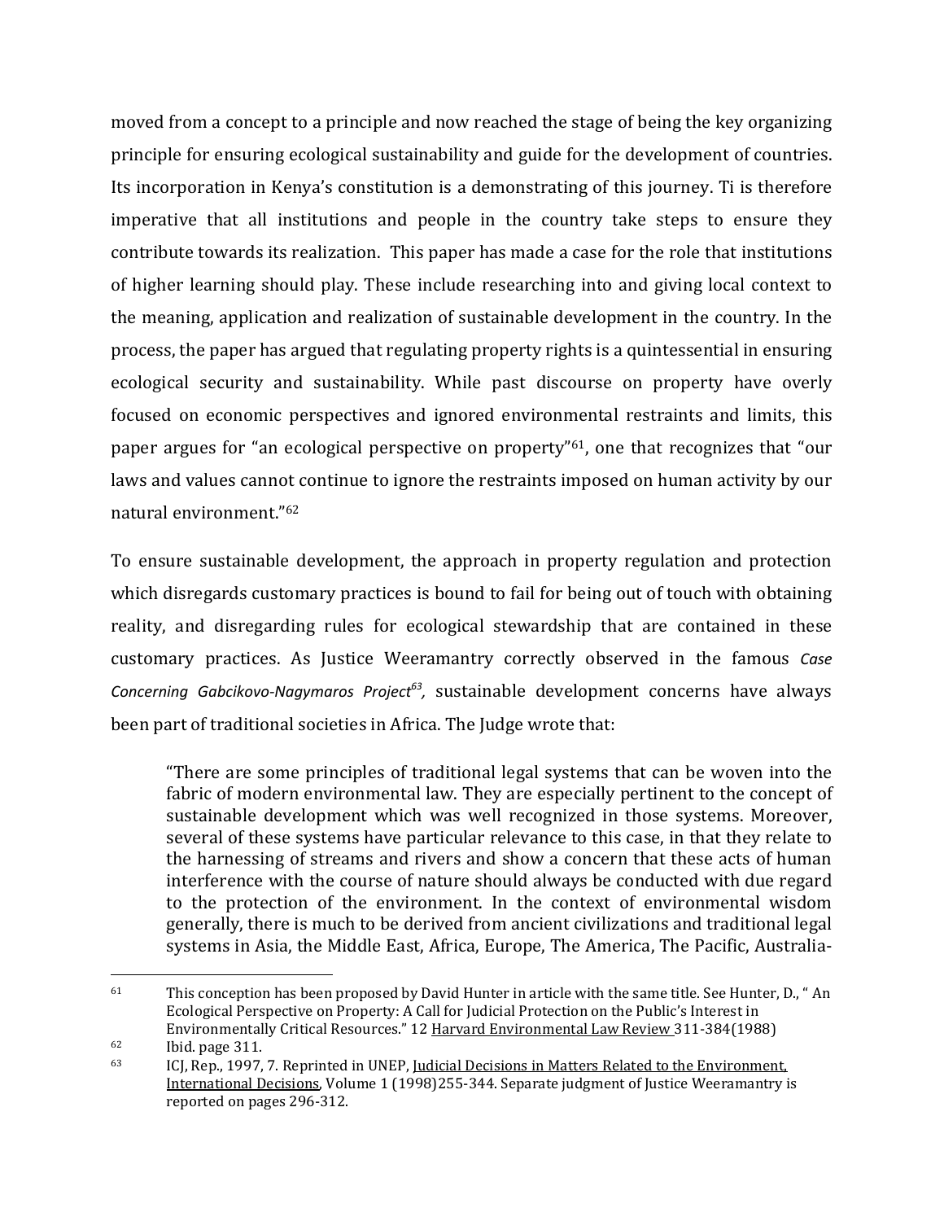moved from a concept to a principle and now reached the stage of being the key organizing principle for ensuring ecological sustainability and guide for the development of countries. Its incorporation in Kenya's constitution is a demonstrating of this journey. Ti is therefore imperative that all institutions and people in the country take steps to ensure they contribute towards its realization. This paper has made a case for the role that institutions of higher learning should play. These include researching into and giving local context to the meaning, application and realization of sustainable development in the country. In the process, the paper has argued that regulating property rights is a quintessential in ensuring ecological security and sustainability. While past discourse on property have overly focused on economic perspectives and ignored environmental restraints and limits, this paper argues for "an ecological perspective on property"[61], one that recognizes that "our laws and values cannot continue to ignore the restraints imposed on human activity by our natural environment."[62]

To ensure sustainable development, the approach in property regulation and protection which disregards customary practices is bound to fail for being out of touch with obtaining reality, and disregarding rules for ecological stewardship that are contained in these customary practices. As Justice Weeramantry correctly observed in the famous *Case Concerning Gabcikovo-Nagymaros Project*[63], sustainable development concerns have always been part of traditional societies in Africa. The Judge wrote that:

> "There are some principles of traditional legal systems that can be woven into the fabric of modern environmental law. They are especially pertinent to the concept of sustainable development which was well recognized in those systems. Moreover, several of these systems have particular relevance to this case, in that they relate to the harnessing of streams and rivers and show a concern that these acts of human interference with the course of nature should always be conducted with due regard to the protection of the environment. In the context of environmental wisdom generally, there is much to be derived from ancient civilizations and traditional legal systems in Asia, the Middle East, Africa, Europe, The America, The Pacific, Australia-

---

[61] This conception has been proposed by David Hunter in article with the same title. See Hunter, D., " An Ecological Perspective on Property: A Call for Judicial Protection on the Public's Interest in Environmentally Critical Resources." 12 Harvard Environmental Law Review 311-384(1988)

[62] Ibid. page 311.

[63] ICJ, Rep., 1997, 7. Reprinted in UNEP, Judicial Decisions in Matters Related to the Environment, International Decisions, Volume 1 (1998)255-344. Separate judgment of Justice Weeramantry is reported on pages 296-312.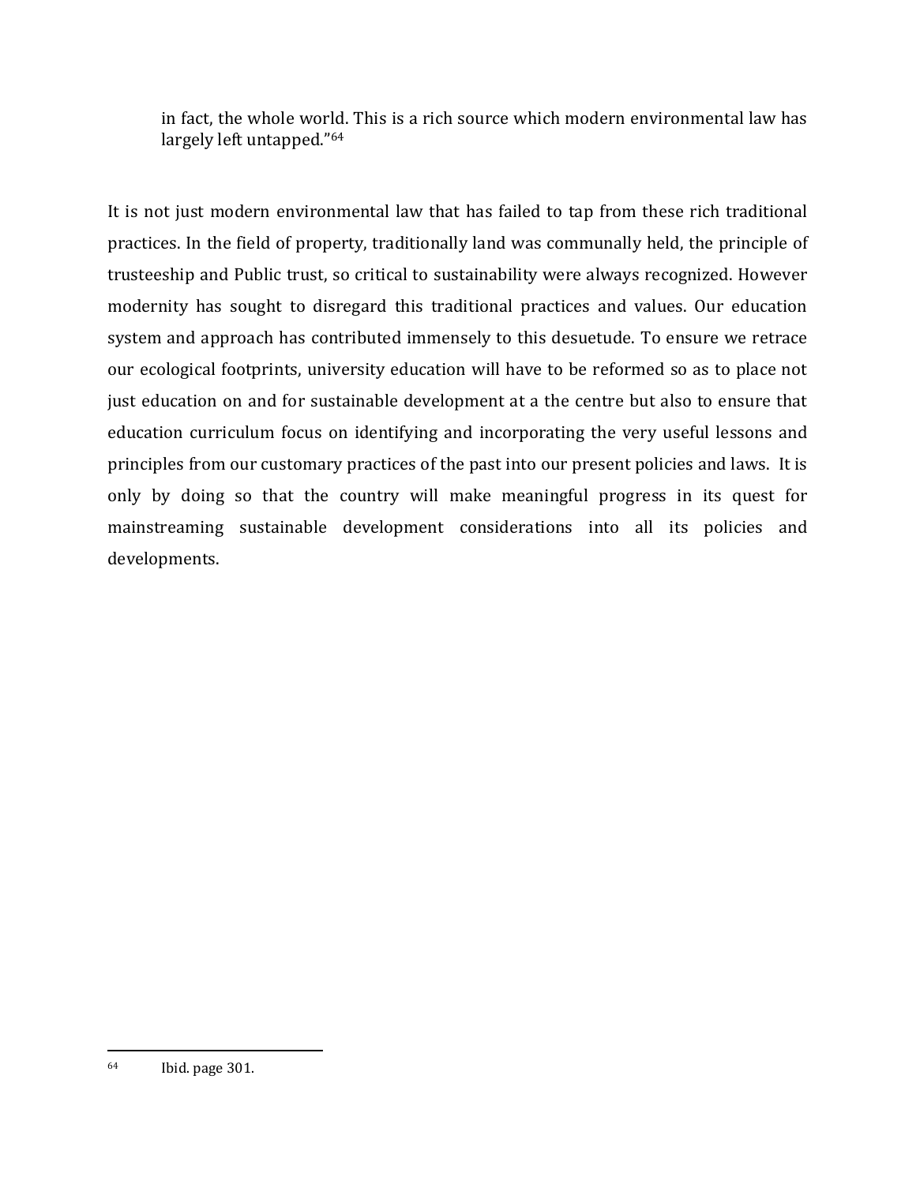> in fact, the whole world. This is a rich source which modern environmental law has largely left untapped."[64]

It is not just modern environmental law that has failed to tap from these rich traditional practices. In the field of property, traditionally land was communally held, the principle of trusteeship and Public trust, so critical to sustainability were always recognized. However modernity has sought to disregard this traditional practices and values. Our education system and approach has contributed immensely to this desuetude. To ensure we retrace our ecological footprints, university education will have to be reformed so as to place not just education on and for sustainable development at a the centre but also to ensure that education curriculum focus on identifying and incorporating the very useful lessons and principles from our customary practices of the past into our present policies and laws. It is only by doing so that the country will make meaningful progress in its quest for mainstreaming sustainable development considerations into all its policies and developments.

---

[64] Ibid. page 301.